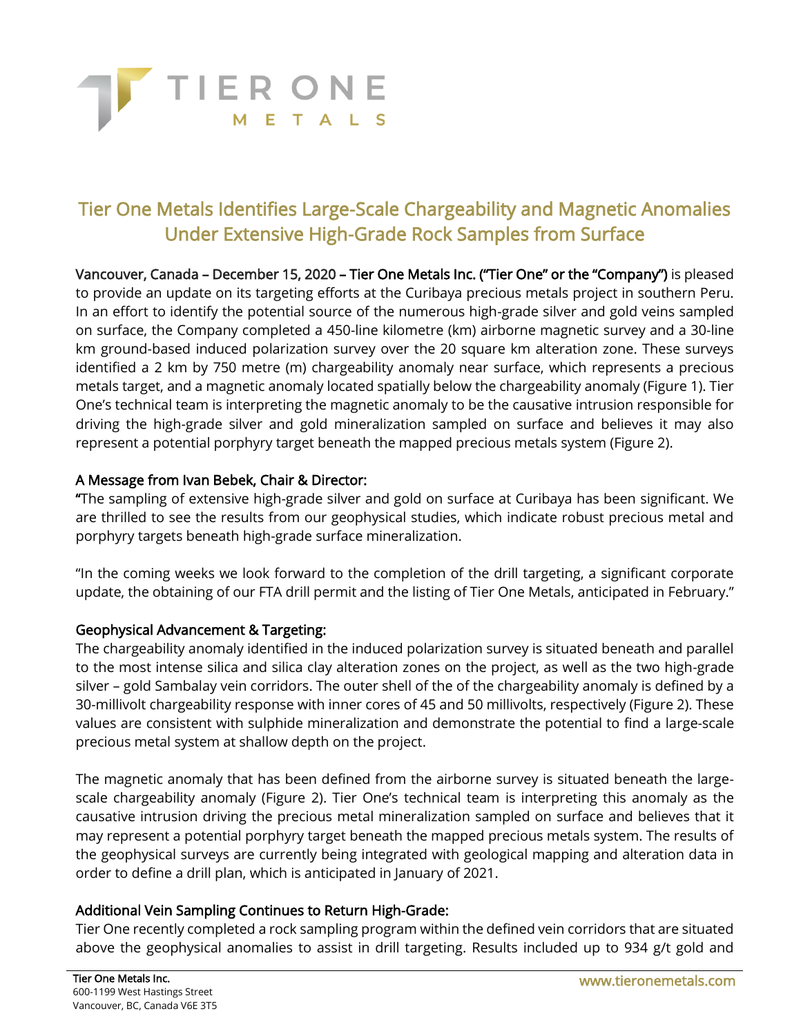# Tier One Metals Identifies Large-Scale Chargeability and Magnetic Anomalies Under Extensive High-Grade Rock Samples from Surface

**Vancouver, Canada – December 15, 2020 – Tier One Metals Inc. ("Tier One" or the "Company")** is pleased to provide an update on its targeting efforts at the Curibaya precious metals project in southern Peru. In an effort to identify the potential source of the numerous high-grade silver and gold veins sampled on surface, the Company completed a 450-line kilometre (km) airborne magnetic survey and a 30-line km ground-based induced polarization survey over the 20 square km alteration zone. These surveys identified a 2 km by 750 metre (m) chargeability anomaly near surface, which represents a precious metals target, and a magnetic anomaly located spatially below the chargeability anomaly (Figure 1). Tier One's technical team is interpreting the magnetic anomaly to be the causative intrusion responsible for driving the high-grade silver and gold mineralization sampled on surface and believes it may also represent a potential porphyry target beneath the mapped precious metals system (Figure 2).

## A Message from Ivan Bebek, Chair & Director:

"The sampling of extensive high-grade silver and gold on surface at Curibaya has been significant. We are thrilled to see the results from our geophysical studies, which indicate robust precious metal and porphyry targets beneath high-grade surface mineralization.

"In the coming weeks we look forward to the completion of the drill targeting, a significant corporate update, the obtaining of our FTA drill permit and the listing of Tier One Metals, anticipated in February."

## Geophysical Advancement & Targeting:

The chargeability anomaly identified in the induced polarization survey is situated beneath and parallel to the most intense silica and silica clay alteration zones on the project, as well as the two high-grade silver – gold Sambalay vein corridors. The outer shell of the of the chargeability anomaly is defined by a 30-millivolt chargeability response with inner cores of 45 and 50 millivolts, respectively (Figure 2). These values are consistent with sulphide mineralization and demonstrate the potential to find a large-scale precious metal system at shallow depth on the project.

The magnetic anomaly that has been defined from the airborne survey is situated beneath the large-scale chargeability anomaly (Figure 2). Tier One's technical team is interpreting this anomaly as the causative intrusion driving the precious metal mineralization sampled on surface and believes that it may represent a potential porphyry target beneath the mapped precious metals system. The results of the geophysical surveys are currently being integrated with geological mapping and alteration data in order to define a drill plan, which is anticipated in January of 2021.

## Additional Vein Sampling Continues to Return High-Grade:

Tier One recently completed a rock sampling program within the defined vein corridors that are situated above the geophysical anomalies to assist in drill targeting. Results included up to 934 g/t gold and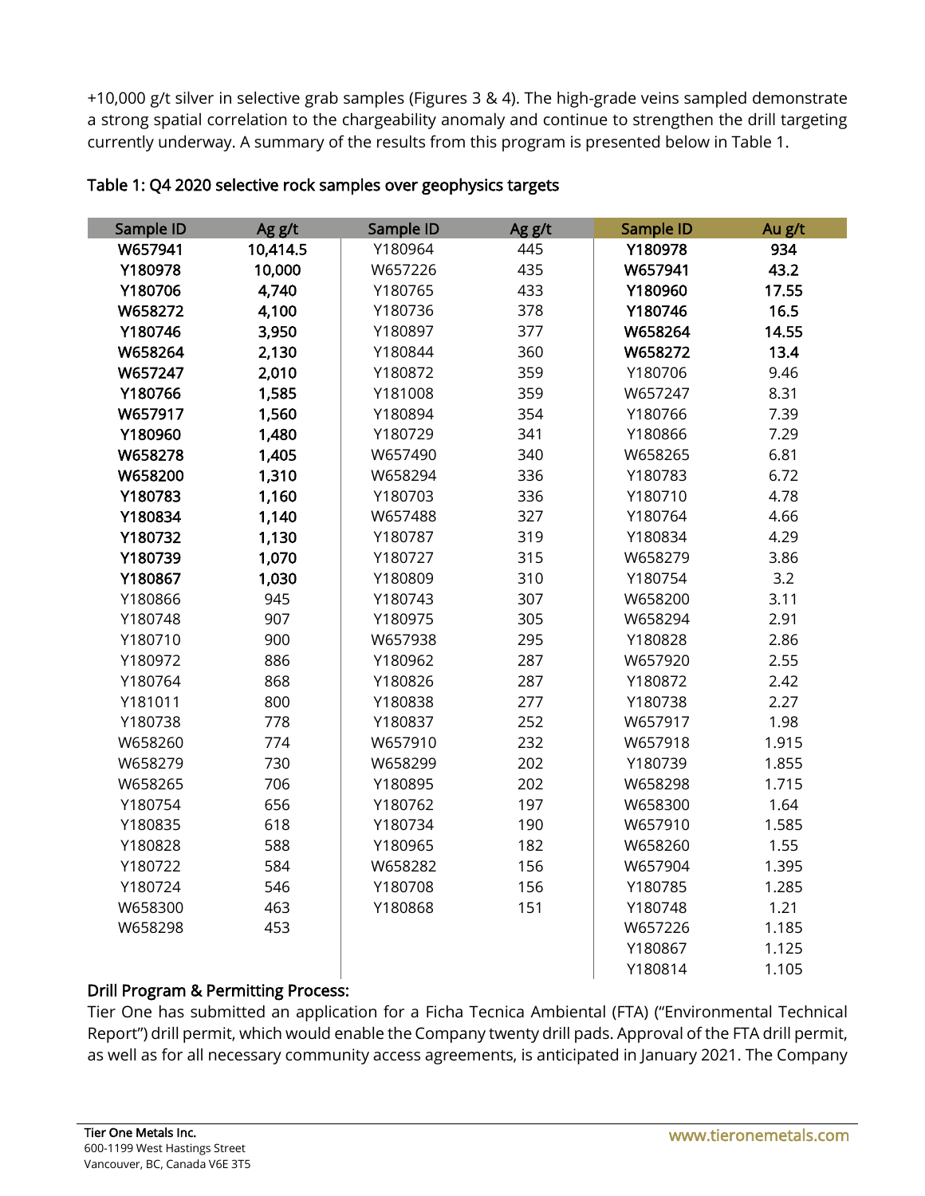+10,000 g/t silver in selective grab samples (Figures 3 & 4). The high-grade veins sampled demonstrate a strong spatial correlation to the chargeability anomaly and continue to strengthen the drill targeting currently underway. A summary of the results from this program is presented below in Table 1.

Table 1: Q4 2020 selective rock samples over geophysics targets

| Sample ID | Ag g/t | Sample ID | Ag g/t | Sample ID | Au g/t |
|---|---|---|---|---|---|
| **W657941** | **10,414.5** | Y180964 | 445 | **Y180978** | **934** |
| **Y180978** | **10,000** | W657226 | 435 | **W657941** | **43.2** |
| **Y180706** | **4,740** | Y180765 | 433 | **Y180960** | **17.55** |
| **W658272** | **4,100** | Y180736 | 378 | **Y180746** | **16.5** |
| **Y180746** | **3,950** | Y180897 | 377 | **W658264** | **14.55** |
| **W658264** | **2,130** | Y180844 | 360 | **W658272** | **13.4** |
| **W657247** | **2,010** | Y180872 | 359 | Y180706 | 9.46 |
| **Y180766** | **1,585** | Y181008 | 359 | W657247 | 8.31 |
| **W657917** | **1,560** | Y180894 | 354 | Y180766 | 7.39 |
| **Y180960** | **1,480** | Y180729 | 341 | Y180866 | 7.29 |
| **W658278** | **1,405** | W657490 | 340 | W658265 | 6.81 |
| **W658200** | **1,310** | W658294 | 336 | Y180783 | 6.72 |
| **Y180783** | **1,160** | Y180703 | 336 | Y180710 | 4.78 |
| **Y180834** | **1,140** | W657488 | 327 | Y180764 | 4.66 |
| **Y180732** | **1,130** | Y180787 | 319 | Y180834 | 4.29 |
| **Y180739** | **1,070** | Y180727 | 315 | W658279 | 3.86 |
| **Y180867** | **1,030** | Y180809 | 310 | Y180754 | 3.2 |
| Y180866 | 945 | Y180743 | 307 | W658200 | 3.11 |
| Y180748 | 907 | Y180975 | 305 | W658294 | 2.91 |
| Y180710 | 900 | W657938 | 295 | Y180828 | 2.86 |
| Y180972 | 886 | Y180962 | 287 | W657920 | 2.55 |
| Y180764 | 868 | Y180826 | 287 | Y180872 | 2.42 |
| Y181011 | 800 | Y180838 | 277 | Y180738 | 2.27 |
| Y180738 | 778 | Y180837 | 252 | W657917 | 1.98 |
| W658260 | 774 | W657910 | 232 | W657918 | 1.915 |
| W658279 | 730 | W658299 | 202 | Y180739 | 1.855 |
| W658265 | 706 | Y180895 | 202 | W658298 | 1.715 |
| Y180754 | 656 | Y180762 | 197 | W658300 | 1.64 |
| Y180835 | 618 | Y180734 | 190 | W657910 | 1.585 |
| Y180828 | 588 | Y180965 | 182 | W658260 | 1.55 |
| Y180722 | 584 | W658282 | 156 | W657904 | 1.395 |
| Y180724 | 546 | Y180708 | 156 | Y180785 | 1.285 |
| W658300 | 463 | Y180868 | 151 | Y180748 | 1.21 |
| W658298 | 453 | | | W657226 | 1.185 |
| | | | | Y180867 | 1.125 |
| | | | | Y180814 | 1.105 |

## Drill Program & Permitting Process:

Tier One has submitted an application for a Ficha Tecnica Ambiental (FTA) ("Environmental Technical Report") drill permit, which would enable the Company twenty drill pads. Approval of the FTA drill permit, as well as for all necessary community access agreements, is anticipated in January 2021. The Company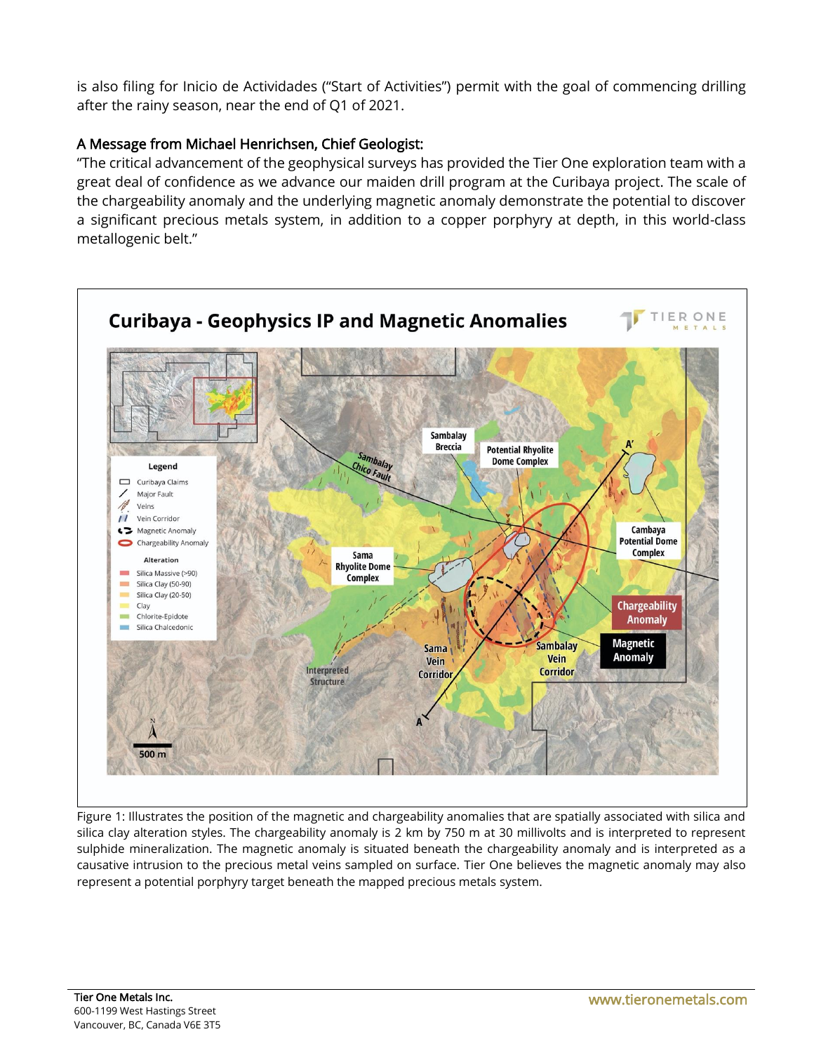is also filing for Inicio de Actividades ("Start of Activities") permit with the goal of commencing drilling after the rainy season, near the end of Q1 of 2021.

## A Message from Michael Henrichsen, Chief Geologist:

"The critical advancement of the geophysical surveys has provided the Tier One exploration team with a great deal of confidence as we advance our maiden drill program at the Curibaya project. The scale of the chargeability anomaly and the underlying magnetic anomaly demonstrate the potential to discover a significant precious metals system, in addition to a copper porphyry at depth, in this world-class metallogenic belt."

Figure 1: Illustrates the position of the magnetic and chargeability anomalies that are spatially associated with silica and silica clay alteration styles. The chargeability anomaly is 2 km by 750 m at 30 millivolts and is interpreted to represent sulphide mineralization. The magnetic anomaly is situated beneath the chargeability anomaly and is interpreted as a causative intrusion to the precious metal veins sampled on surface. Tier One believes the magnetic anomaly may also represent a potential porphyry target beneath the mapped precious metals system.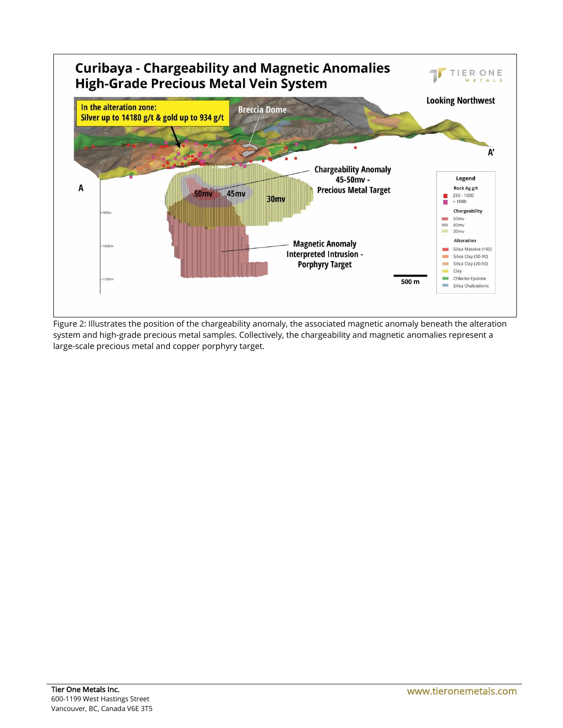# Curibaya - Chargeability and Magnetic Anomalies
## High-Grade Precious Metal Vein System

In the alteration zone:
Silver up to 14180 g/t & gold up to 934 g/t

Breccia Dome

Looking Northwest

A

A'

Chargeability Anomaly
45-50mv -
Precious Metal Target

50mv 45mv 30mv

Magnetic Anomaly
Interpreted Intrusion -
Porphyry Target

500m

1000m

1500m

500 m

**Legend**

Rock Ag g/t
- 250 - 1000
- > 1000

Chargeability
- 50mv
- 45mv
- 30mv

Alteration
- Silica Massive (>90)
- Silica Clay (50-90)
- Silica Clay (20-50)
- Clay
- Chlorite-Epidote
- Silica Chalcedonic

Figure 2: Illustrates the position of the chargeability anomaly, the associated magnetic anomaly beneath the alteration system and high-grade precious metal samples. Collectively, the chargeability and magnetic anomalies represent a large-scale precious metal and copper porphyry target.

**Tier One Metals Inc.**
600-1199 West Hastings Street
Vancouver, BC, Canada V6E 3T5

www.tieronemetals.com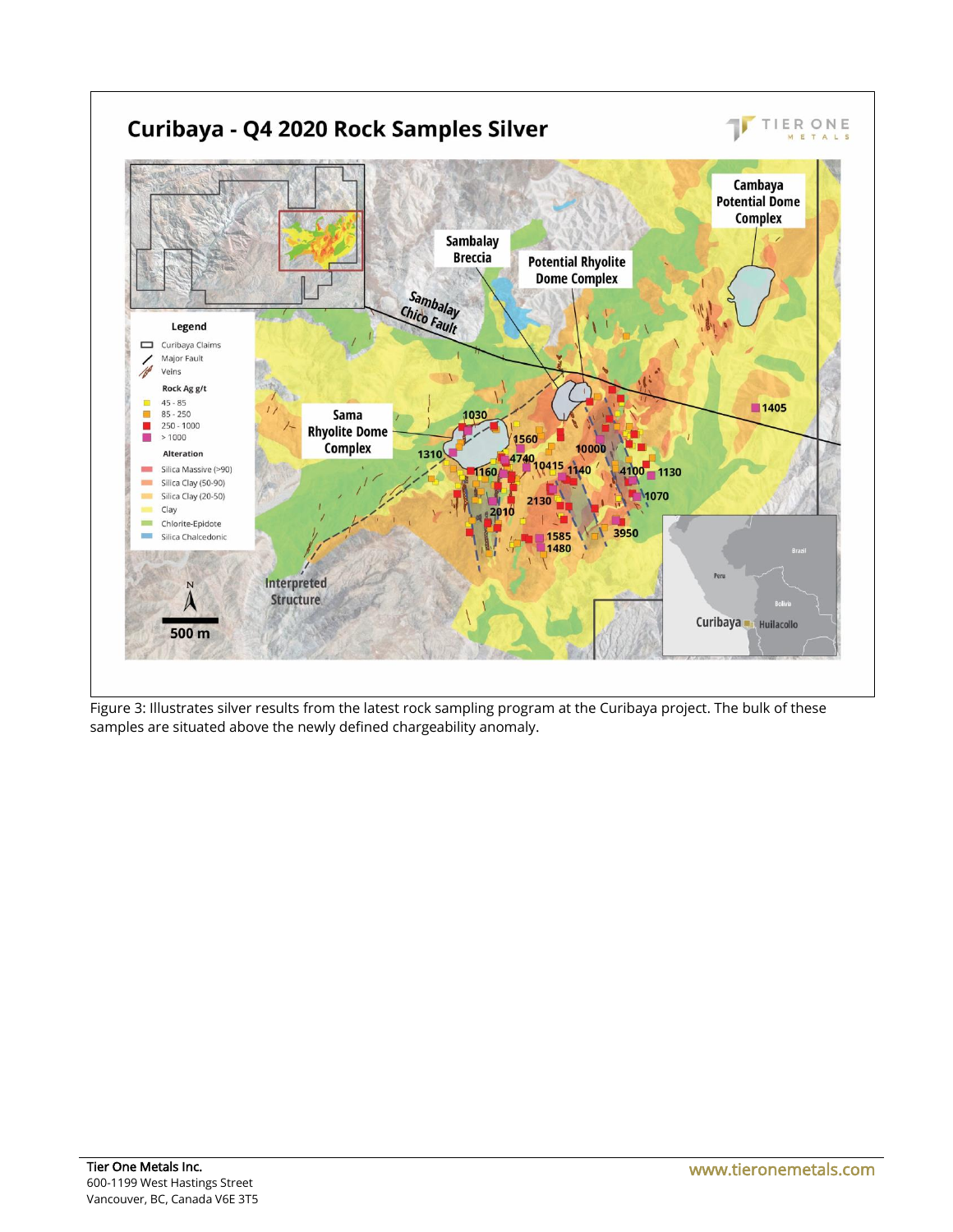## Curibaya - Q4 2020 Rock Samples Silver

Figure 3: Illustrates silver results from the latest rock sampling program at the Curibaya project. The bulk of these samples are situated above the newly defined chargeability anomaly.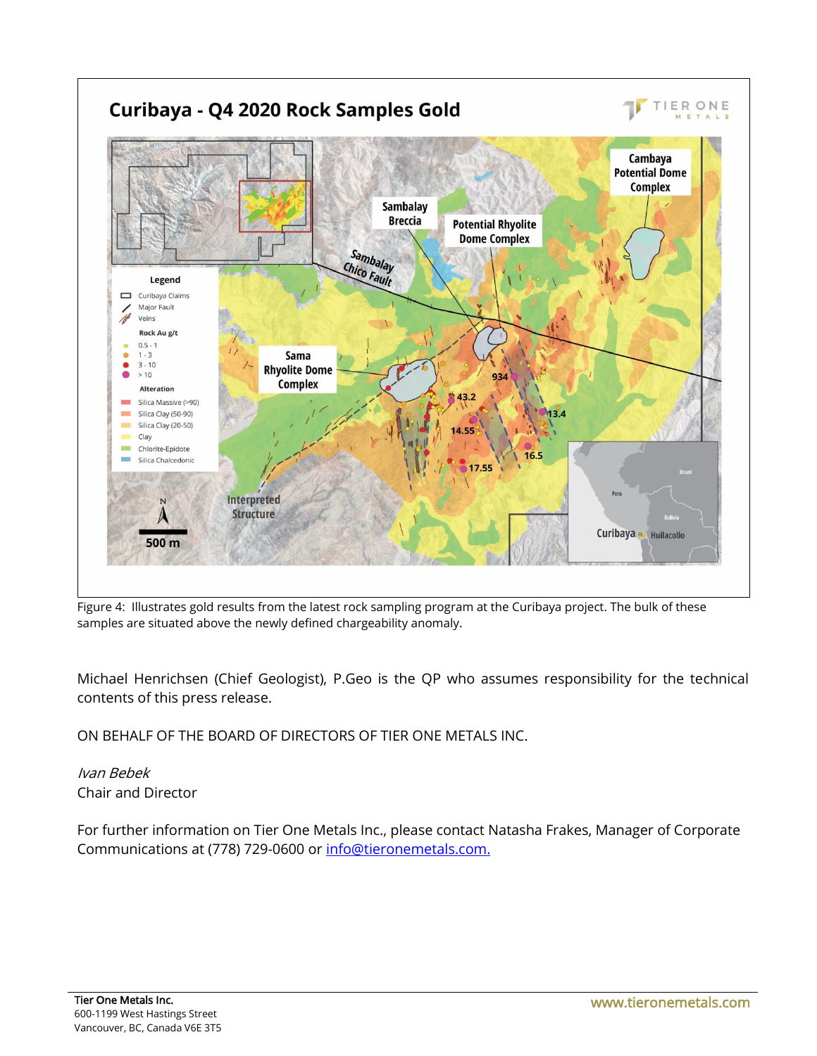Figure 4: Illustrates gold results from the latest rock sampling program at the Curibaya project. The bulk of these samples are situated above the newly defined chargeability anomaly.

Michael Henrichsen (Chief Geologist), P.Geo is the QP who assumes responsibility for the technical contents of this press release.

ON BEHALF OF THE BOARD OF DIRECTORS OF TIER ONE METALS INC.

*Ivan Bebek*
Chair and Director

For further information on Tier One Metals Inc., please contact Natasha Frakes, Manager of Corporate Communications at (778) 729-0600 or [info@tieronemetals.com.](mailto:info@tieronemetals.com)

**Tier One Metals Inc.**
600-1199 West Hastings Street
Vancouver, BC, Canada V6E 3T5

www.tieronemetals.com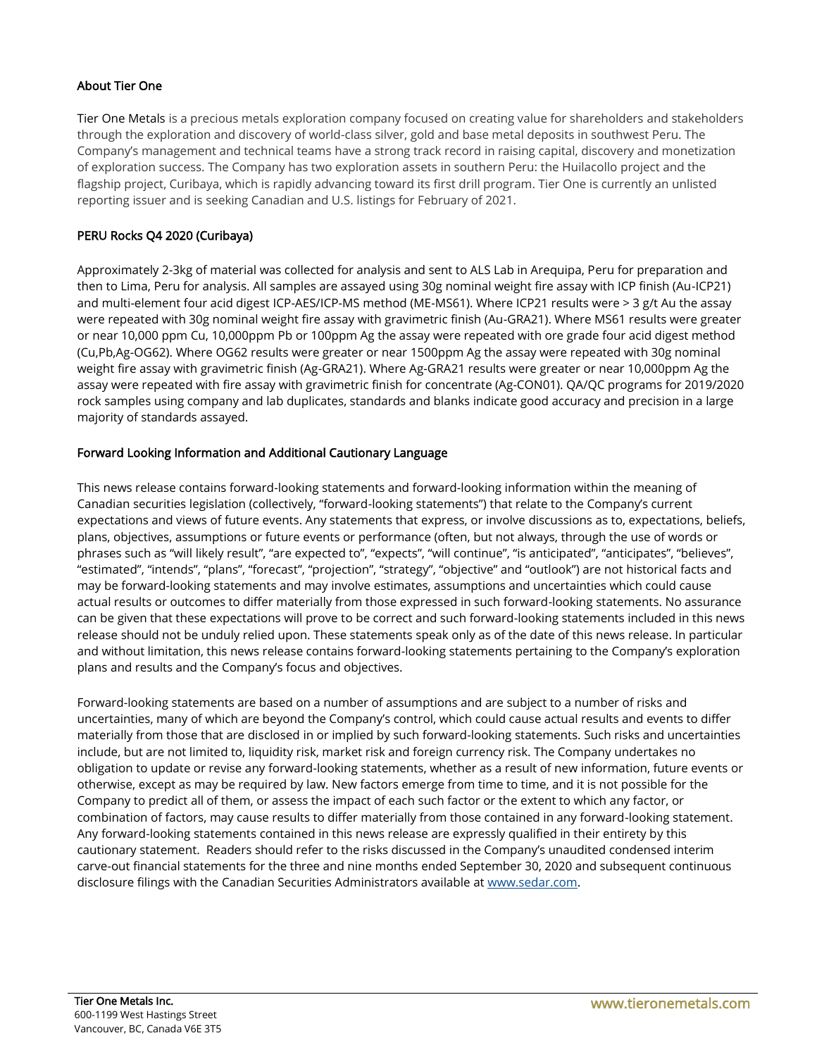## About Tier One

Tier One Metals is a precious metals exploration company focused on creating value for shareholders and stakeholders through the exploration and discovery of world-class silver, gold and base metal deposits in southwest Peru. The Company's management and technical teams have a strong track record in raising capital, discovery and monetization of exploration success. The Company has two exploration assets in southern Peru: the Huilacollo project and the flagship project, Curibaya, which is rapidly advancing toward its first drill program. Tier One is currently an unlisted reporting issuer and is seeking Canadian and U.S. listings for February of 2021.

## PERU Rocks Q4 2020 (Curibaya)

Approximately 2-3kg of material was collected for analysis and sent to ALS Lab in Arequipa, Peru for preparation and then to Lima, Peru for analysis. All samples are assayed using 30g nominal weight fire assay with ICP finish (Au-ICP21) and multi-element four acid digest ICP-AES/ICP-MS method (ME-MS61). Where ICP21 results were > 3 g/t Au the assay were repeated with 30g nominal weight fire assay with gravimetric finish (Au-GRA21). Where MS61 results were greater or near 10,000 ppm Cu, 10,000ppm Pb or 100ppm Ag the assay were repeated with ore grade four acid digest method (Cu,Pb,Ag-OG62). Where OG62 results were greater or near 1500ppm Ag the assay were repeated with 30g nominal weight fire assay with gravimetric finish (Ag-GRA21). Where Ag-GRA21 results were greater or near 10,000ppm Ag the assay were repeated with fire assay with gravimetric finish for concentrate (Ag-CON01). QA/QC programs for 2019/2020 rock samples using company and lab duplicates, standards and blanks indicate good accuracy and precision in a large majority of standards assayed.

## Forward Looking Information and Additional Cautionary Language

This news release contains forward-looking statements and forward-looking information within the meaning of Canadian securities legislation (collectively, "forward-looking statements") that relate to the Company's current expectations and views of future events. Any statements that express, or involve discussions as to, expectations, beliefs, plans, objectives, assumptions or future events or performance (often, but not always, through the use of words or phrases such as "will likely result", "are expected to", "expects", "will continue", "is anticipated", "anticipates", "believes", "estimated", "intends", "plans", "forecast", "projection", "strategy", "objective" and "outlook") are not historical facts and may be forward-looking statements and may involve estimates, assumptions and uncertainties which could cause actual results or outcomes to differ materially from those expressed in such forward-looking statements. No assurance can be given that these expectations will prove to be correct and such forward-looking statements included in this news release should not be unduly relied upon. These statements speak only as of the date of this news release. In particular and without limitation, this news release contains forward-looking statements pertaining to the Company's exploration plans and results and the Company's focus and objectives.

Forward-looking statements are based on a number of assumptions and are subject to a number of risks and uncertainties, many of which are beyond the Company's control, which could cause actual results and events to differ materially from those that are disclosed in or implied by such forward-looking statements. Such risks and uncertainties include, but are not limited to, liquidity risk, market risk and foreign currency risk. The Company undertakes no obligation to update or revise any forward-looking statements, whether as a result of new information, future events or otherwise, except as may be required by law. New factors emerge from time to time, and it is not possible for the Company to predict all of them, or assess the impact of each such factor or the extent to which any factor, or combination of factors, may cause results to differ materially from those contained in any forward-looking statement. Any forward-looking statements contained in this news release are expressly qualified in their entirety by this cautionary statement. Readers should refer to the risks discussed in the Company's unaudited condensed interim carve-out financial statements for the three and nine months ended September 30, 2020 and subsequent continuous disclosure filings with the Canadian Securities Administrators available at www.sedar.com.